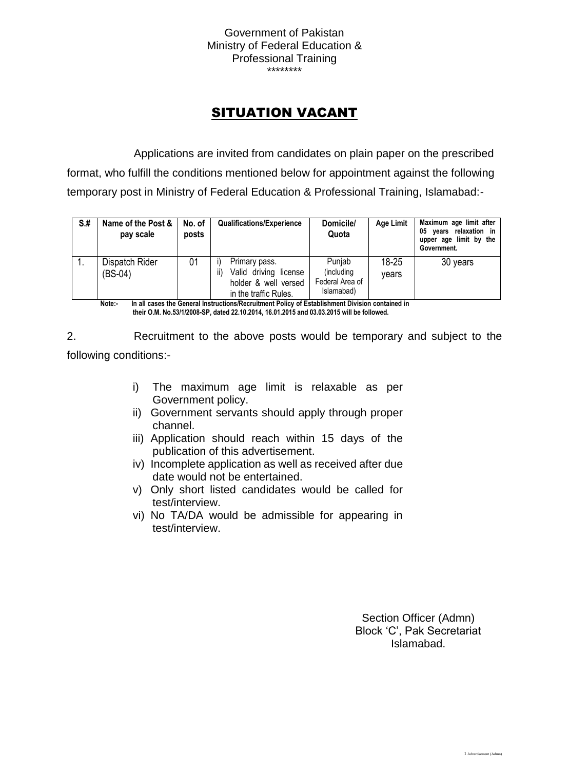Government of Pakistan
Ministry of Federal Education &
Professional Training
********

# SITUATION VACANT

Applications are invited from candidates on plain paper on the prescribed format, who fulfill the conditions mentioned below for appointment against the following temporary post in Ministry of Federal Education & Professional Training, Islamabad:-

| S.# | Name of the Post & pay scale | No. of posts | Qualifications/Experience | Domicile/ Quota | Age Limit | Maximum age limit after 05 years relaxation in upper age limit by the Government. |
|---|---|---|---|---|---|---|
| 1. | Dispatch Rider (BS-04) | 01 | i) Primary pass.<br>ii) Valid driving license holder & well versed in the traffic Rules. | Punjab (including Federal Area of Islamabad) | 18-25 years | 30 years |

**Note:- In all cases the General Instructions/Recruitment Policy of Establishment Division contained in their O.M. No.53/1/2008-SP, dated 22.10.2014, 16.01.2015 and 03.03.2015 will be followed.**

2. Recruitment to the above posts would be temporary and subject to the following conditions:-

i) The maximum age limit is relaxable as per Government policy.
ii) Government servants should apply through proper channel.
iii) Application should reach within 15 days of the publication of this advertisement.
iv) Incomplete application as well as received after due date would not be entertained.
v) Only short listed candidates would be called for test/interview.
vi) No TA/DA would be admissible for appearing in test/interview.

Section Officer (Admn)
Block 'C', Pak Secretariat
Islamabad.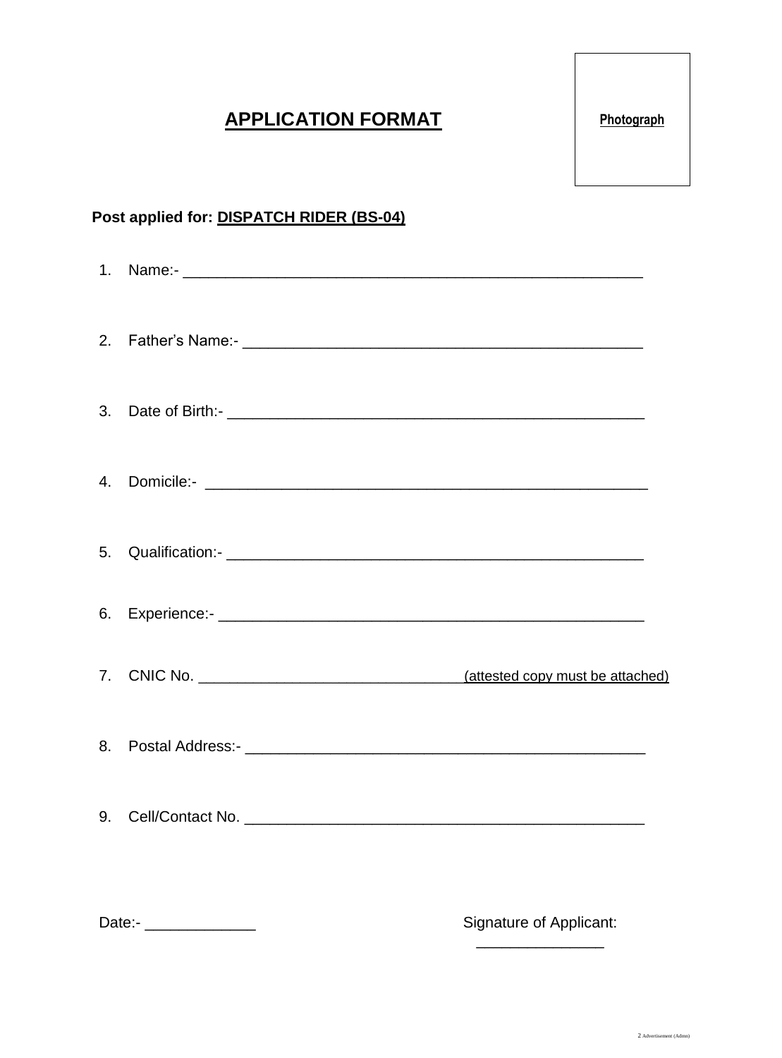# APPLICATION FORMAT

Photograph

**Post applied for: DISPATCH RIDER (BS-04)**

1. Name:- ________________________________________________________
2. Father's Name:- ________________________________________________
3. Date of Birth:- ________________________________________________
4. Domicile:- ____________________________________________________
5. Qualification:- ________________________________________________
6. Experience:- __________________________________________________
7. CNIC No. ________________________________ (attested copy must be attached)
8. Postal Address:- _______________________________________________
9. Cell/Contact No. _______________________________________________

Date:- _____________

Signature of Applicant: _______________

2 Advertisement (Admn)